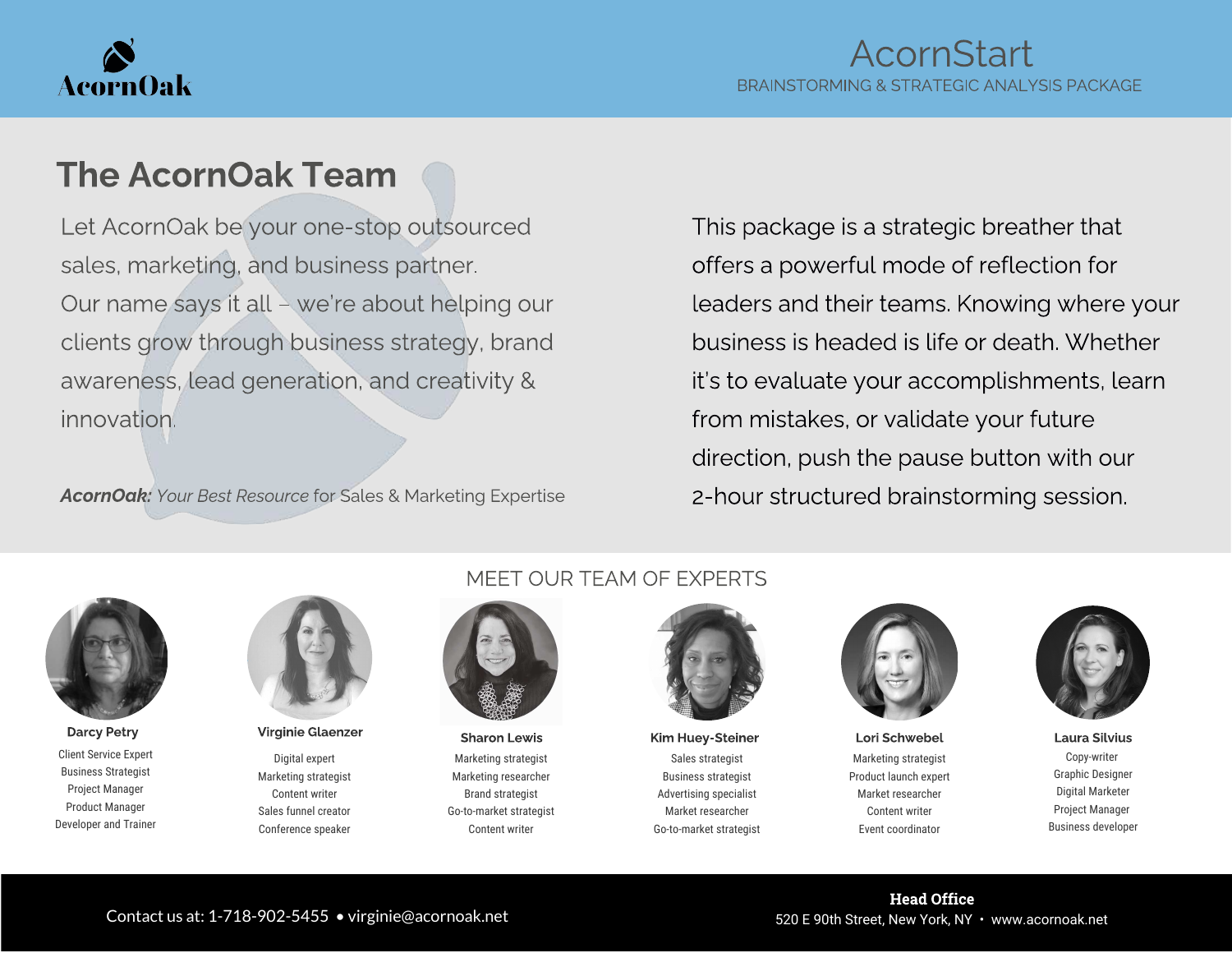AcornOak

# AcornStart

BRAINSTORMING & STRATEGIC ANALYSIS PACKAGE

## The AcornOak Team

Let AcornOak be your one-stop outsourced sales, marketing, and business partner. Our name says it all – we're about helping our clients grow through business strategy, brand awareness, lead generation, and creativity & innovation.

***AcornOak:*** *Your Best Resource* for Sales & Marketing Expertise

This package is a strategic breather that offers a powerful mode of reflection for leaders and their teams. Knowing where your business is headed is life or death. Whether it's to evaluate your accomplishments, learn from mistakes, or validate your future direction, push the pause button with our 2-hour structured brainstorming session.

## MEET OUR TEAM OF EXPERTS

**Darcy Petry**
Client Service Expert
Business Strategist
Project Manager
Product Manager
Developer and Trainer

**Virginie Glaenzer**
Digital expert
Marketing strategist
Content writer
Sales funnel creator
Conference speaker

**Sharon Lewis**
Marketing strategist
Marketing researcher
Brand strategist
Go-to-market strategist
Content writer

**Kim Huey-Steiner**
Sales strategist
Business strategist
Advertising specialist
Market researcher
Go-to-market strategist

**Lori Schwebel**
Marketing strategist
Product launch expert
Market researcher
Content writer
Event coordinator

**Laura Silvius**
Copy-writer
Graphic Designer
Digital Marketer
Project Manager
Business developer

Contact us at: 1-718-902-5455 • virginie@acornoak.net

**Head Office**
520 E 90th Street, New York, NY • www.acornoak.net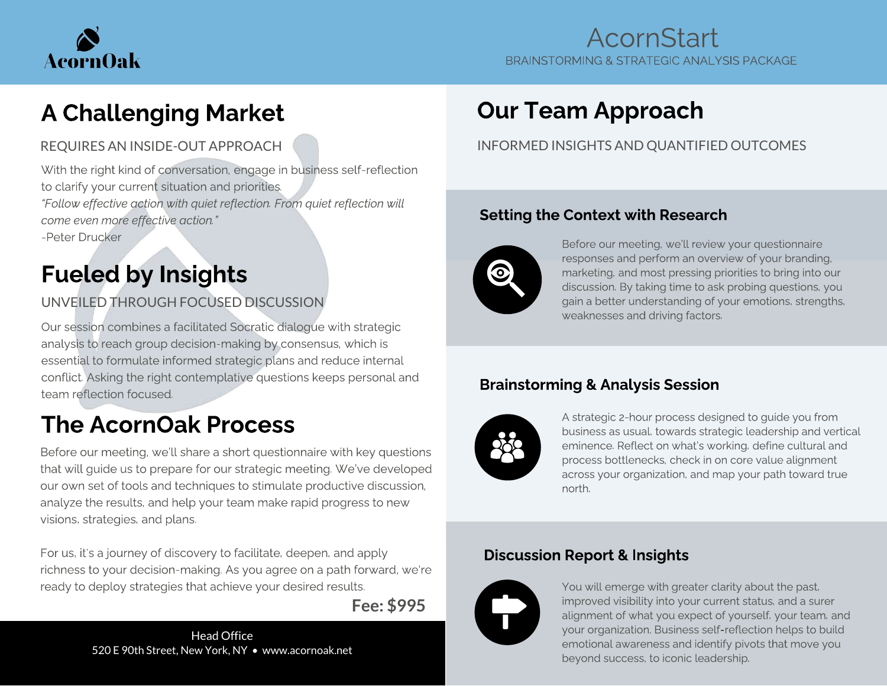AcornOak

# AcornStart

BRAINSTORMING & STRATEGIC ANALYSIS PACKAGE

## A Challenging Market

REQUIRES AN INSIDE-OUT APPROACH

With the right kind of conversation, engage in business self-reflection to clarify your current situation and priorities.

*"Follow effective action with quiet reflection. From quiet reflection will come even more effective action."*

-Peter Drucker

## Fueled by Insights

UNVEILED THROUGH FOCUSED DISCUSSION

Our session combines a facilitated Socratic dialogue with strategic analysis to reach group decision-making by consensus, which is essential to formulate informed strategic plans and reduce internal conflict. Asking the right contemplative questions keeps personal and team reflection focused.

## The AcornOak Process

Before our meeting, we'll share a short questionnaire with key questions that will guide us to prepare for our strategic meeting. We've developed our own set of tools and techniques to stimulate productive discussion, analyze the results, and help your team make rapid progress to new visions, strategies, and plans.

For us, it's a journey of discovery to facilitate, deepen, and apply richness to your decision-making. As you agree on a path forward, we're ready to deploy strategies that achieve your desired results.

**Fee: $995**

## Our Team Approach

INFORMED INSIGHTS AND QUANTIFIED OUTCOMES

### Setting the Context with Research

Before our meeting, we'll review your questionnaire responses and perform an overview of your branding, marketing, and most pressing priorities to bring into our discussion. By taking time to ask probing questions, you gain a better understanding of your emotions, strengths, weaknesses and driving factors.

### Brainstorming & Analysis Session

A strategic 2-hour process designed to guide you from business as usual, towards strategic leadership and vertical eminence. Reflect on what's working, define cultural and process bottlenecks, check in on core value alignment across your organization, and map your path toward true north.

### Discussion Report & Insights

You will emerge with greater clarity about the past, improved visibility into your current status, and a surer alignment of what you expect of yourself, your team, and your organization. Business self-reflection helps to build emotional awareness and identify pivots that move you beyond success, to iconic leadership.

Head Office

520 E 90th Street, New York, NY • www.acornoak.net